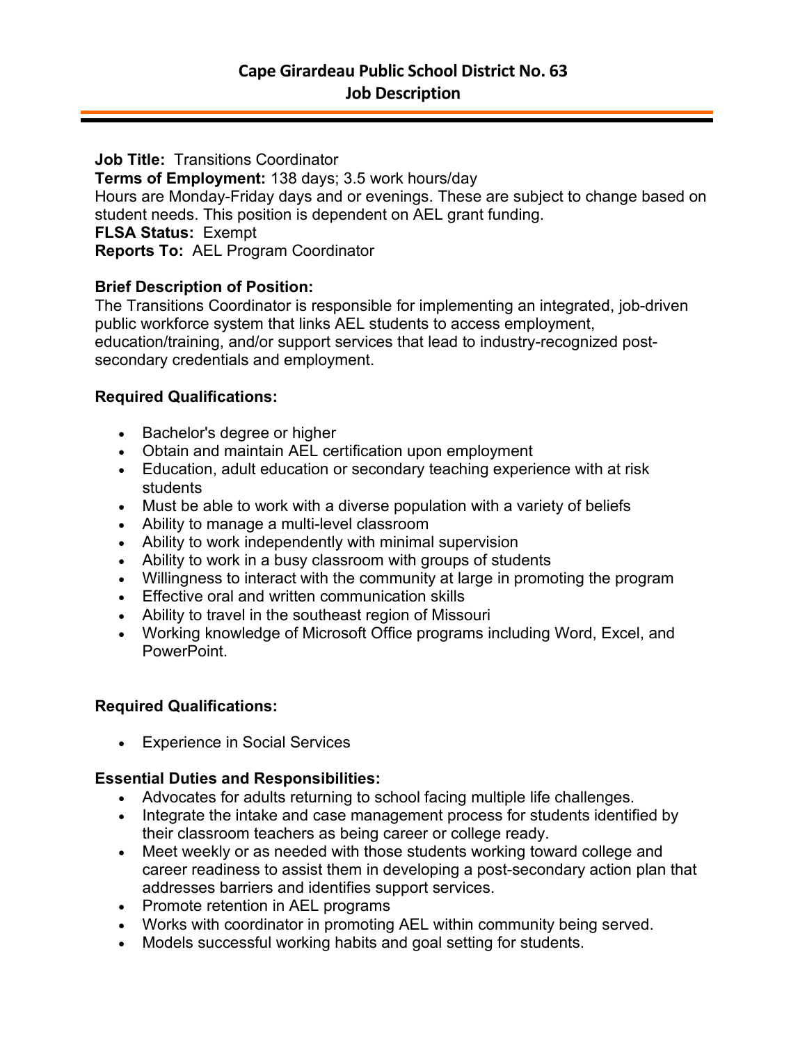# Cape Girardeau Public School District No. 63
## Job Description

**Job Title:** Transitions Coordinator
**Terms of Employment:** 138 days; 3.5 work hours/day
Hours are Monday-Friday days and or evenings. These are subject to change based on student needs. This position is dependent on AEL grant funding.
**FLSA Status:** Exempt
**Reports To:** AEL Program Coordinator

**Brief Description of Position:**
The Transitions Coordinator is responsible for implementing an integrated, job-driven public workforce system that links AEL students to access employment, education/training, and/or support services that lead to industry-recognized post-secondary credentials and employment.

**Required Qualifications:**

- Bachelor's degree or higher
- Obtain and maintain AEL certification upon employment
- Education, adult education or secondary teaching experience with at risk students
- Must be able to work with a diverse population with a variety of beliefs
- Ability to manage a multi-level classroom
- Ability to work independently with minimal supervision
- Ability to work in a busy classroom with groups of students
- Willingness to interact with the community at large in promoting the program
- Effective oral and written communication skills
- Ability to travel in the southeast region of Missouri
- Working knowledge of Microsoft Office programs including Word, Excel, and PowerPoint.

**Required Qualifications:**

- Experience in Social Services

**Essential Duties and Responsibilities:**

- Advocates for adults returning to school facing multiple life challenges.
- Integrate the intake and case management process for students identified by their classroom teachers as being career or college ready.
- Meet weekly or as needed with those students working toward college and career readiness to assist them in developing a post-secondary action plan that addresses barriers and identifies support services.
- Promote retention in AEL programs
- Works with coordinator in promoting AEL within community being served.
- Models successful working habits and goal setting for students.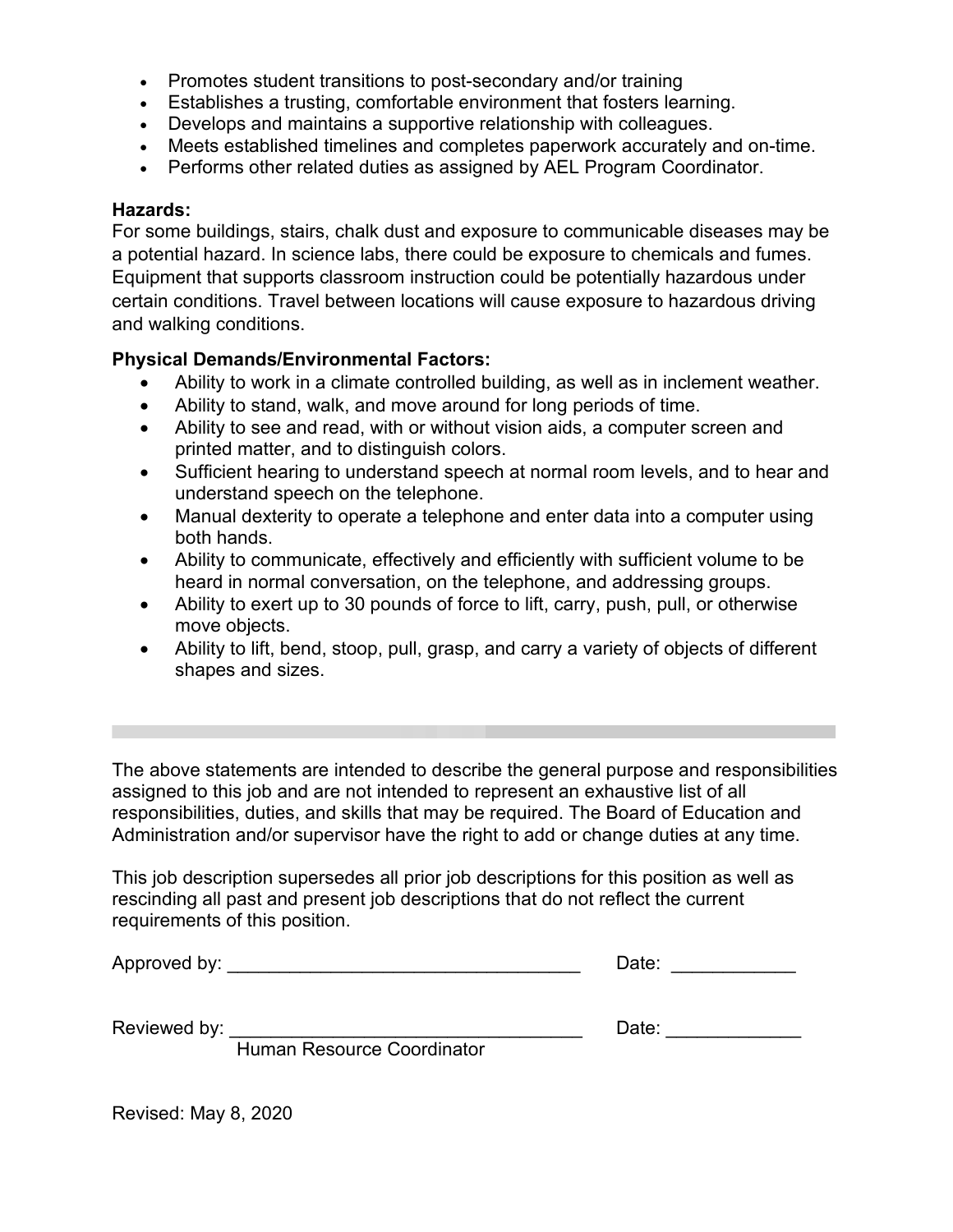- Promotes student transitions to post-secondary and/or training
- Establishes a trusting, comfortable environment that fosters learning.
- Develops and maintains a supportive relationship with colleagues.
- Meets established timelines and completes paperwork accurately and on-time.
- Performs other related duties as assigned by AEL Program Coordinator.

**Hazards:**

For some buildings, stairs, chalk dust and exposure to communicable diseases may be a potential hazard. In science labs, there could be exposure to chemicals and fumes. Equipment that supports classroom instruction could be potentially hazardous under certain conditions. Travel between locations will cause exposure to hazardous driving and walking conditions.

**Physical Demands/Environmental Factors:**

- Ability to work in a climate controlled building, as well as in inclement weather.
- Ability to stand, walk, and move around for long periods of time.
- Ability to see and read, with or without vision aids, a computer screen and printed matter, and to distinguish colors.
- Sufficient hearing to understand speech at normal room levels, and to hear and understand speech on the telephone.
- Manual dexterity to operate a telephone and enter data into a computer using both hands.
- Ability to communicate, effectively and efficiently with sufficient volume to be heard in normal conversation, on the telephone, and addressing groups.
- Ability to exert up to 30 pounds of force to lift, carry, push, pull, or otherwise move objects.
- Ability to lift, bend, stoop, pull, grasp, and carry a variety of objects of different shapes and sizes.

---

The above statements are intended to describe the general purpose and responsibilities assigned to this job and are not intended to represent an exhaustive list of all responsibilities, duties, and skills that may be required. The Board of Education and Administration and/or supervisor have the right to add or change duties at any time.

This job description supersedes all prior job descriptions for this position as well as rescinding all past and present job descriptions that do not reflect the current requirements of this position.

Approved by: ___________________________________ Date: ____________

Reviewed by: ___________________________________ Date: _____________
Human Resource Coordinator

Revised: May 8, 2020